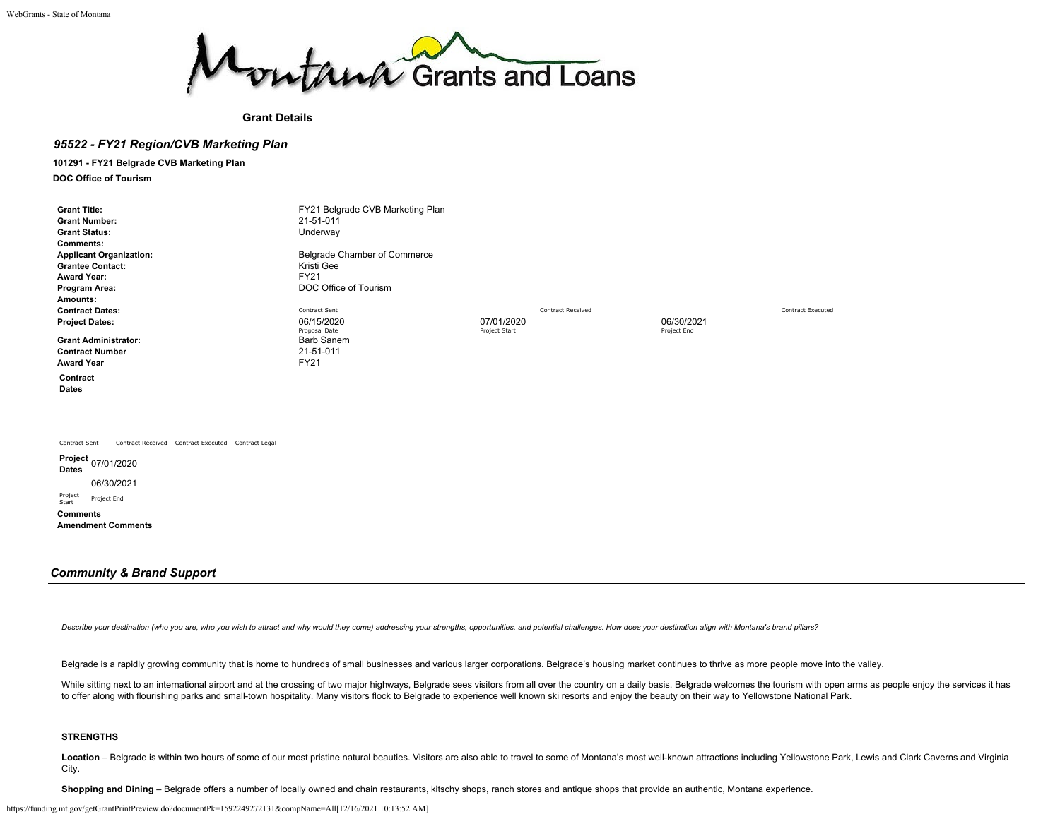Montana Grants and Loans

**Grant Details**

## *95522 - FY21 Region/CVB Marketing Plan*

**101291 - FY21 Belgrade CVB Marketing Plan**

**DOC Office of Tourism**

| | | | | |
|---|---|---|---|---|
| **Grant Title:** | FY21 Belgrade CVB Marketing Plan | | | |
| **Grant Number:** | 21-51-011 | | | |
| **Grant Status:** | Underway | | | |
| **Comments:** | | | | |
| **Applicant Organization:** | Belgrade Chamber of Commerce | | | |
| **Grantee Contact:** | Kristi Gee | | | |
| **Award Year:** | FY21 | | | |
| **Program Area:** | DOC Office of Tourism | | | |
| **Amounts:** | | | | |
| **Contract Dates:** | Contract Sent | Contract Received | | Contract Executed |
| **Project Dates:** | 06/15/2020<br>Proposal Date | 07/01/2020<br>Project Start | 06/30/2021<br>Project End | |
| **Grant Administrator:** | Barb Sanem | | | |
| **Contract Number** | 21-51-011 | | | |
| **Award Year** | FY21 | | | |

**Contract Dates**

| Contract Sent | Contract Received | Contract Executed | Contract Legal |
|---|---|---|---|
| | | | |

**Project Dates**

| 07/01/2020 | 06/30/2021 |
|---|---|
| Project Start | Project End |

**Comments**

**Amendment Comments**

## *Community & Brand Support*

*Describe your destination (who you are, who you wish to attract and why would they come) addressing your strengths, opportunities, and potential challenges. How does your destination align with Montana's brand pillars?*

Belgrade is a rapidly growing community that is home to hundreds of small businesses and various larger corporations. Belgrade's housing market continues to thrive as more people move into the valley.

While sitting next to an international airport and at the crossing of two major highways, Belgrade sees visitors from all over the country on a daily basis. Belgrade welcomes the tourism with open arms as people enjoy the services it has to offer along with flourishing parks and small-town hospitality. Many visitors flock to Belgrade to experience well known ski resorts and enjoy the beauty on their way to Yellowstone National Park.

**STRENGTHS**

**Location** – Belgrade is within two hours of some of our most pristine natural beauties. Visitors are also able to travel to some of Montana's most well-known attractions including Yellowstone Park, Lewis and Clark Caverns and Virginia City.

**Shopping and Dining** – Belgrade offers a number of locally owned and chain restaurants, kitschy shops, ranch stores and antique shops that provide an authentic, Montana experience.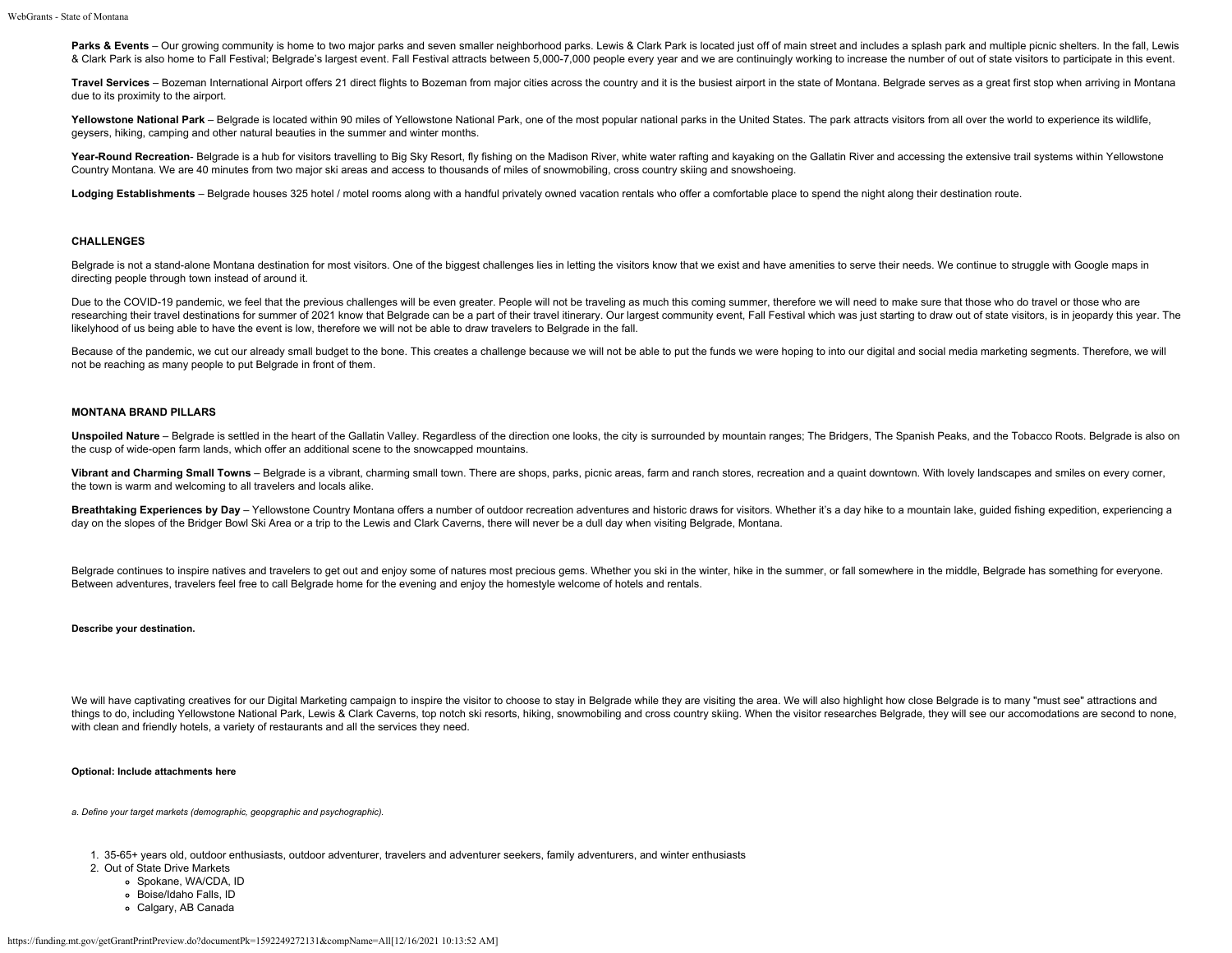**Parks & Events** – Our growing community is home to two major parks and seven smaller neighborhood parks. Lewis & Clark Park is located just off of main street and includes a splash park and multiple picnic shelters. In the fall, Lewis & Clark Park is also home to Fall Festival; Belgrade's largest event. Fall Festival attracts between 5,000-7,000 people every year and we are continuingly working to increase the number of out of state visitors to participate in this event.

**Travel Services** – Bozeman International Airport offers 21 direct flights to Bozeman from major cities across the country and it is the busiest airport in the state of Montana. Belgrade serves as a great first stop when arriving in Montana due to its proximity to the airport.

**Yellowstone National Park** – Belgrade is located within 90 miles of Yellowstone National Park, one of the most popular national parks in the United States. The park attracts visitors from all over the world to experience its wildlife, geysers, hiking, camping and other natural beauties in the summer and winter months.

**Year-Round Recreation**- Belgrade is a hub for visitors travelling to Big Sky Resort, fly fishing on the Madison River, white water rafting and kayaking on the Gallatin River and accessing the extensive trail systems within Yellowstone Country Montana. We are 40 minutes from two major ski areas and access to thousands of miles of snowmobiling, cross country skiing and snowshoeing.

**Lodging Establishments** – Belgrade houses 325 hotel / motel rooms along with a handful privately owned vacation rentals who offer a comfortable place to spend the night along their destination route.

**CHALLENGES**

Belgrade is not a stand-alone Montana destination for most visitors. One of the biggest challenges lies in letting the visitors know that we exist and have amenities to serve their needs. We continue to struggle with Google maps in directing people through town instead of around it.

Due to the COVID-19 pandemic, we feel that the previous challenges will be even greater. People will not be traveling as much this coming summer, therefore we will need to make sure that those who do travel or those who are researching their travel destinations for summer of 2021 know that Belgrade can be a part of their travel itinerary. Our largest community event, Fall Festival which was just starting to draw out of state visitors, is in jeopardy this year. The likelyhood of us being able to have the event is low, therefore we will not be able to draw travelers to Belgrade in the fall.

Because of the pandemic, we cut our already small budget to the bone. This creates a challenge because we will not be able to put the funds we were hoping to into our digital and social media marketing segments. Therefore, we will not be reaching as many people to put Belgrade in front of them.

**MONTANA BRAND PILLARS**

**Unspoiled Nature** – Belgrade is settled in the heart of the Gallatin Valley. Regardless of the direction one looks, the city is surrounded by mountain ranges; The Bridgers, The Spanish Peaks, and the Tobacco Roots. Belgrade is also on the cusp of wide-open farm lands, which offer an additional scene to the snowcapped mountains.

**Vibrant and Charming Small Towns** – Belgrade is a vibrant, charming small town. There are shops, parks, picnic areas, farm and ranch stores, recreation and a quaint downtown. With lovely landscapes and smiles on every corner, the town is warm and welcoming to all travelers and locals alike.

**Breathtaking Experiences by Day** – Yellowstone Country Montana offers a number of outdoor recreation adventures and historic draws for visitors. Whether it's a day hike to a mountain lake, guided fishing expedition, experiencing a day on the slopes of the Bridger Bowl Ski Area or a trip to the Lewis and Clark Caverns, there will never be a dull day when visiting Belgrade, Montana.

Belgrade continues to inspire natives and travelers to get out and enjoy some of natures most precious gems. Whether you ski in the winter, hike in the summer, or fall somewhere in the middle, Belgrade has something for everyone. Between adventures, travelers feel free to call Belgrade home for the evening and enjoy the homestyle welcome of hotels and rentals.

**Describe your destination.**

We will have captivating creatives for our Digital Marketing campaign to inspire the visitor to choose to stay in Belgrade while they are visiting the area. We will also highlight how close Belgrade is to many "must see" attractions and things to do, including Yellowstone National Park, Lewis & Clark Caverns, top notch ski resorts, hiking, snowmobiling and cross country skiing. When the visitor researches Belgrade, they will see our accomodations are second to none, with clean and friendly hotels, a variety of restaurants and all the services they need.

**Optional: Include attachments here**

*a. Define your target markets (demographic, geopgraphic and psychographic).*

1. 35-65+ years old, outdoor enthusiasts, outdoor adventurer, travelers and adventurer seekers, family adventurers, and winter enthusiasts
2. Out of State Drive Markets
   - Spokane, WA/CDA, ID
   - Boise/Idaho Falls, ID
   - Calgary, AB Canada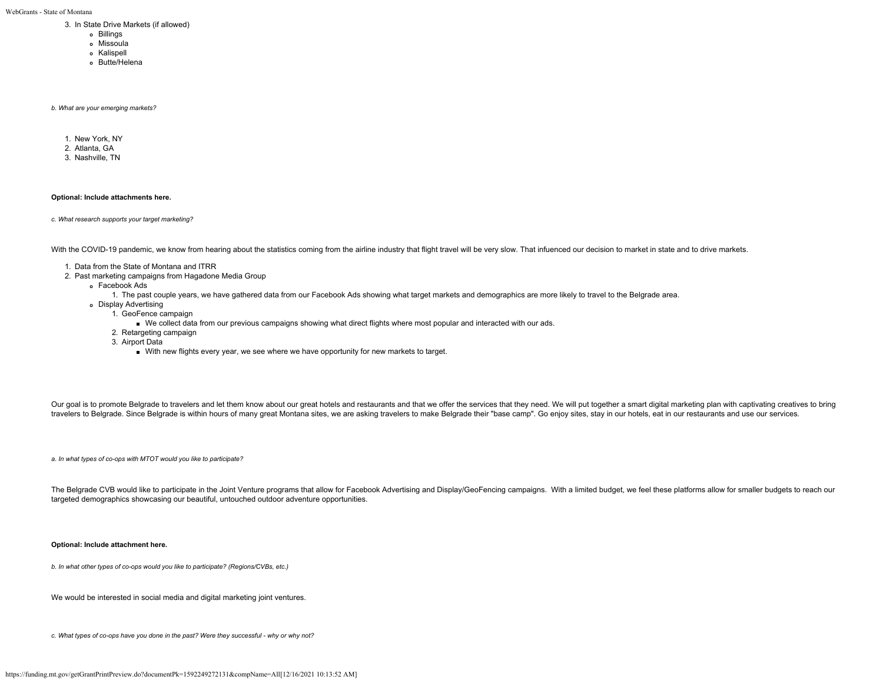3. In State Drive Markets (if allowed)
    - Billings
    - Missoula
    - Kalispell
    - Butte/Helena

*b. What are your emerging markets?*

1. New York, NY
2. Atlanta, GA
3. Nashville, TN

**Optional: Include attachments here.**

*c. What research supports your target marketing?*

With the COVID-19 pandemic, we know from hearing about the statistics coming from the airline industry that flight travel will be very slow. That infuenced our decision to market in state and to drive markets.

1. Data from the State of Montana and ITRR
2. Past marketing campaigns from Hagadone Media Group
    - Facebook Ads
        1. The past couple years, we have gathered data from our Facebook Ads showing what target markets and demographics are more likely to travel to the Belgrade area.
    - Display Advertising
        1. GeoFence campaign
            - We collect data from our previous campaigns showing what direct flights where most popular and interacted with our ads.
        2. Retargeting campaign
        3. Airport Data
            - With new flights every year, we see where we have opportunity for new markets to target.

Our goal is to promote Belgrade to travelers and let them know about our great hotels and restaurants and that we offer the services that they need. We will put together a smart digital marketing plan with captivating creatives to bring travelers to Belgrade. Since Belgrade is within hours of many great Montana sites, we are asking travelers to make Belgrade their "base camp". Go enjoy sites, stay in our hotels, eat in our restaurants and use our services.

*a. In what types of co-ops with MTOT would you like to participate?*

The Belgrade CVB would like to participate in the Joint Venture programs that allow for Facebook Advertising and Display/GeoFencing campaigns. With a limited budget, we feel these platforms allow for smaller budgets to reach our targeted demographics showcasing our beautiful, untouched outdoor adventure opportunities.

**Optional: Include attachment here.**

*b. In what other types of co-ops would you like to participate? (Regions/CVBs, etc.)*

We would be interested in social media and digital marketing joint ventures.

*c. What types of co-ops have you done in the past? Were they successful - why or why not?*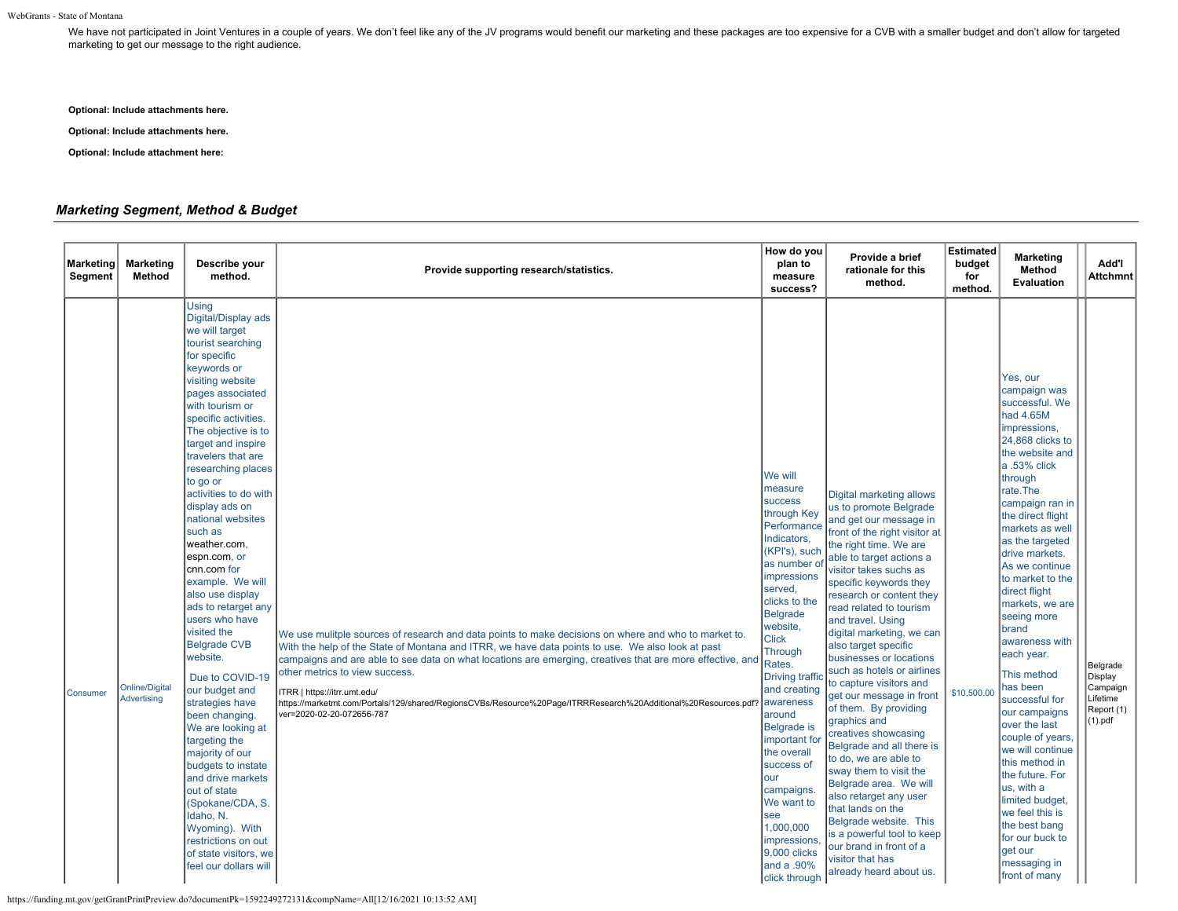We have not participated in Joint Ventures in a couple of years. We don't feel like any of the JV programs would benefit our marketing and these packages are too expensive for a CVB with a smaller budget and don't allow for targeted marketing to get our message to the right audience.

**Optional: Include attachments here.**

**Optional: Include attachments here.**

**Optional: Include attachment here:**

## *Marketing Segment, Method & Budget*

| Marketing Segment | Marketing Method | Describe your method. | Provide supporting research/statistics. | How do you plan to measure success? | Provide a brief rationale for this method. | Estimated budget for method. | Marketing Method Evaluation | | Add'l Attchmnt |
|---|---|---|---|---|---|---|---|---|---|
| Consumer | Online/Digital Advertising | Using Digital/Display ads we will target tourist searching for specific keywords or visiting website pages associated with tourism or specific activities. The objective is to target and inspire travelers that are researching places to go or activities to do with display ads on national websites such as weather.com, espn.com, or cnn.com for example. We will also use display ads to retarget any users who have visited the Belgrade CVB website. Due to COVID-19 our budget and strategies have been changing. We are looking at targeting the majority of our budgets to instate and drive markets out of state (Spokane/CDA, S. Idaho, N. Wyoming). With restrictions on out of state visitors, we feel our dollars will | We use mulitple sources of research and data points to make decisions on where and who to market to. With the help of the State of Montana and ITRR, we have data points to use. We also look at past campaigns and are able to see data on what locations are emerging, creatives that are more effective, and other metrics to view success. ITRR \| https://itrr.umt.edu/ https://marketmt.com/Portals/129/shared/RegionsCVBs/Resource%20Page/ITRRResearch%20Additional%20Resources.pdf?ver=2020-02-20-072656-787 | We will measure success through Key Performance Indicators, (KPI's), such as number of impressions served, clicks to the Belgrade website, Click Through Rates. Driving traffic and creating awareness around Belgrade is important for the overall success of our campaigns. We want to see 1,000,000 impressions, 9,000 clicks and a .90% click through | Digital marketing allows us to promote Belgrade and get our message in front of the right visitor at the right time. We are able to target actions a visitor takes suchs as specific keywords they research or content they read related to tourism and travel. Using digital marketing, we can also target specific businesses or locations such as hotels or airlines to capture visitors and get our message in front of them. By providing graphics and creatives showcasing Belgrade and all there is to do, we are able to sway them to visit the Belgrade area. We will also retarget any user that lands on the Belgrade website. This is a powerful tool to keep our brand in front of a visitor that has already heard about us. | $10,500.00 | Yes, our campaign was successful. We had 4.65M impressions, 24,868 clicks to the website and a .53% click through rate.The campaign ran in the direct flight markets as well as the targeted drive markets. As we continue to market to the direct flight markets, we are seeing more brand awareness with each year. This method has been successful for our campaigns over the last couple of years, we will continue this method in the future. For us, with a limited budget, we feel this is the best bang for our buck to get our messaging in front of many | | Belgrade Display Campaign Lifetime Report (1) (1).pdf |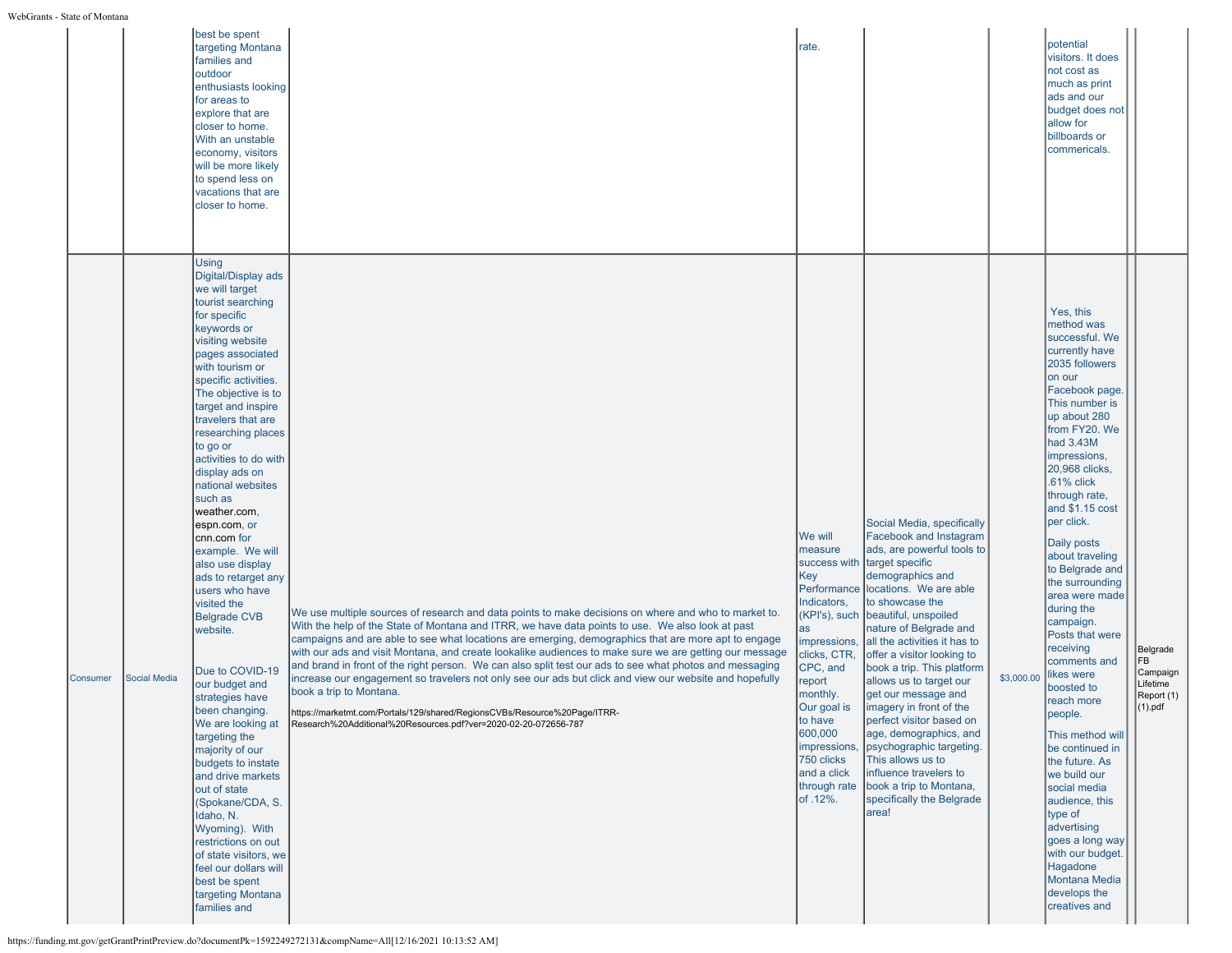| | | | | | | | | | |
|---|---|---|---|---|---|---|---|---|---|
| | | best be spent targeting Montana families and outdoor enthusiasts looking for areas to explore that are closer to home. With an unstable economy, visitors will be more likely to spend less on vacations that are closer to home. | | rate. | | | potential visitors. It does not cost as much as print ads and our budget does not allow for billboards or commericals. | | |
| Consumer | Social Media | Using Digital/Display ads we will target tourist searching for specific keywords or visiting website pages associated with tourism or specific activities. The objective is to target and inspire travelers that are researching places to go or activities to do with display ads on national websites such as weather.com, espn.com, or cnn.com for example. We will also use display ads to retarget any users who have visited the Belgrade CVB website.<br><br>Due to COVID-19 our budget and strategies have been changing. We are looking at targeting the majority of our budgets to instate and drive markets out of state (Spokane/CDA, S. Idaho, N. Wyoming). With restrictions on out of state visitors, we feel our dollars will best be spent targeting Montana families and | We use multiple sources of research and data points to make decisions on where and who to market to. With the help of the State of Montana and ITRR, we have data points to use. We also look at past campaigns and are able to see what locations are emerging, demographics that are more apt to engage with our ads and visit Montana, and create lookalike audiences to make sure we are getting our message and brand in front of the right person. We can also split test our ads to see what photos and messaging increase our engagement so travelers not only see our ads but click and view our website and hopefully book a trip to Montana.<br><br>https://marketmt.com/Portals/129/shared/RegionsCVBs/Resource%20Page/ITRR-Research%20Additional%20Resources.pdf?ver=2020-02-20-072656-787 | We will measure success with Key Performance Indicators, (KPI's), such as impressions, clicks, CTR, CPC, and report monthly. Our goal is to have 600,000 impressions, 750 clicks and a click through rate of .12%. | Social Media, specifically Facebook and Instagram ads, are powerful tools to target specific demographics and locations. We are able to showcase the beautiful, unspoiled nature of Belgrade and all the activities it has to offer a visitor looking to book a trip. This platform allows us to target our get our message and imagery in front of the perfect visitor based on age, demographics, and psychographic targeting. This allows us to influence travelers to book a trip to Montana, specifically the Belgrade area! | $3,000.00 | Yes, this method was successful. We currently have 2035 followers on our Facebook page. This number is up about 280 from FY20. We had 3.43M impressions, 20,968 clicks, .61% click through rate, and $1.15 cost per click.<br><br>Daily posts about traveling to Belgrade and the surrounding area were made during the campaign. Posts that were receiving comments and likes were boosted to reach more people.<br><br>This method will be continued in the future. As we build our social media audience, this type of advertising goes a long way with our budget. Hagadone Montana Media develops the creatives and | | Belgrade FB Campaign Lifetime Report (1) (1).pdf |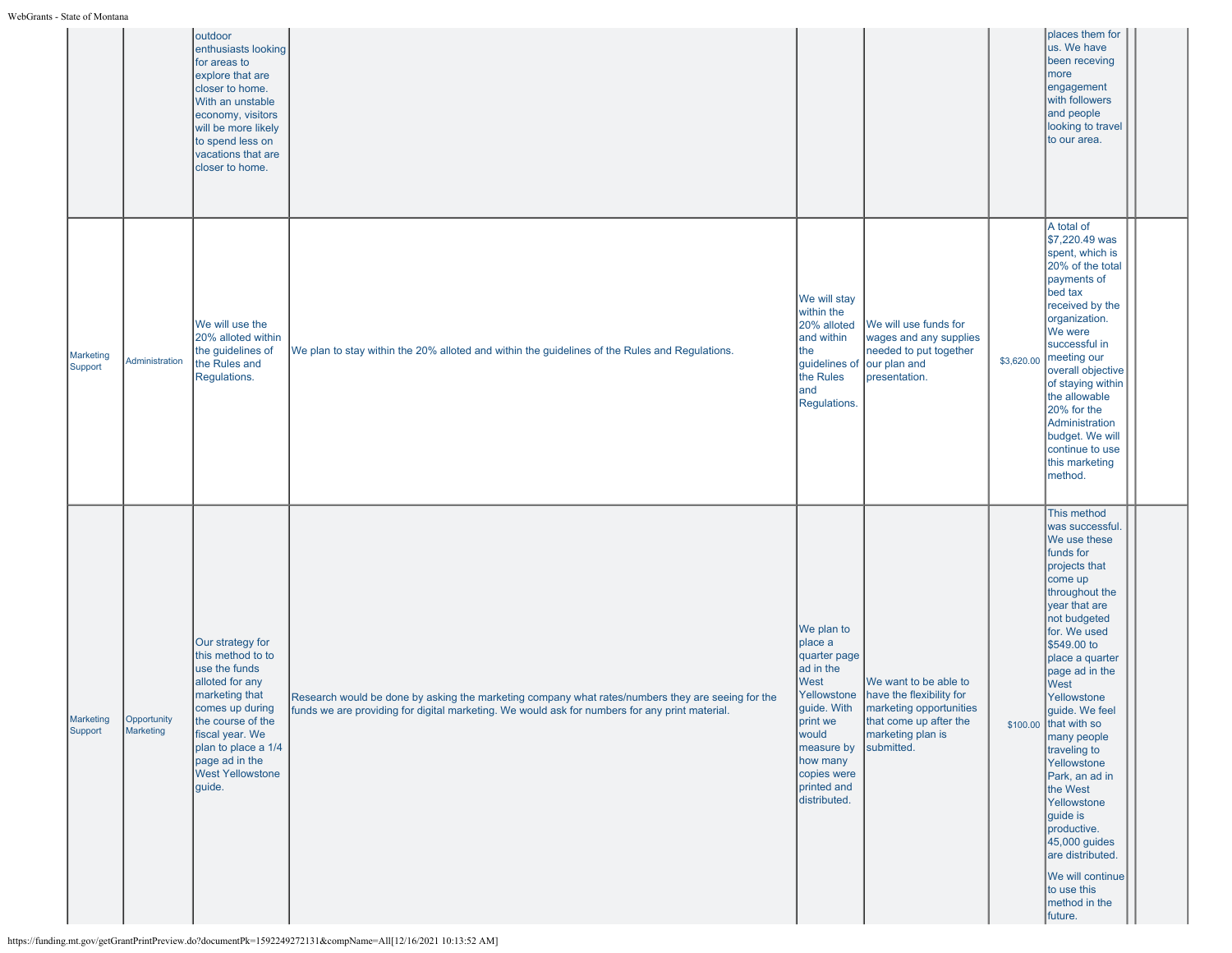| | | | | | | | | | |
|---|---|---|---|---|---|---|---|---|---|
| | | outdoor enthusiasts looking for areas to explore that are closer to home. With an unstable economy, visitors will be more likely to spend less on vacations that are closer to home. | | | | | places them for us. We have been receving more engagement with followers and people looking to travel to our area. | | |
| Marketing Support | Administration | We will use the 20% alloted within the guidelines of the Rules and Regulations. | We plan to stay within the 20% alloted and within the guidelines of the Rules and Regulations. | We will stay within the 20% alloted and within the guidelines of the Rules and Regulations. | We will use funds for wages and any supplies needed to put together our plan and presentation. | $3,620.00 | A total of $7,220.49 was spent, which is 20% of the total payments of bed tax received by the organization. We were successful in meeting our overall objective of staying within the allowable 20% for the Administration budget. We will continue to use this marketing method. | | |
| Marketing Support | Opportunity Marketing | Our strategy for this method to to use the funds alloted for any marketing that comes up during the course of the fiscal year. We plan to place a 1/4 page ad in the West Yellowstone guide. | Research would be done by asking the marketing company what rates/numbers they are seeing for the funds we are providing for digital marketing. We would ask for numbers for any print material. | We plan to place a quarter page ad in the West Yellowstone guide. With print we would measure by how many copies were printed and distributed. | We want to be able to have the flexibility for marketing opportunities that come up after the marketing plan is submitted. | $100.00 | This method was successful. We use these funds for projects that come up throughout the year that are not budgeted for. We used $549.00 to place a quarter page ad in the West Yellowstone guide. We feel that with so many people traveling to Yellowstone Park, an ad in the West Yellowstone guide is productive. 45,000 guides are distributed.<br><br>We will continue to use this method in the future. | | |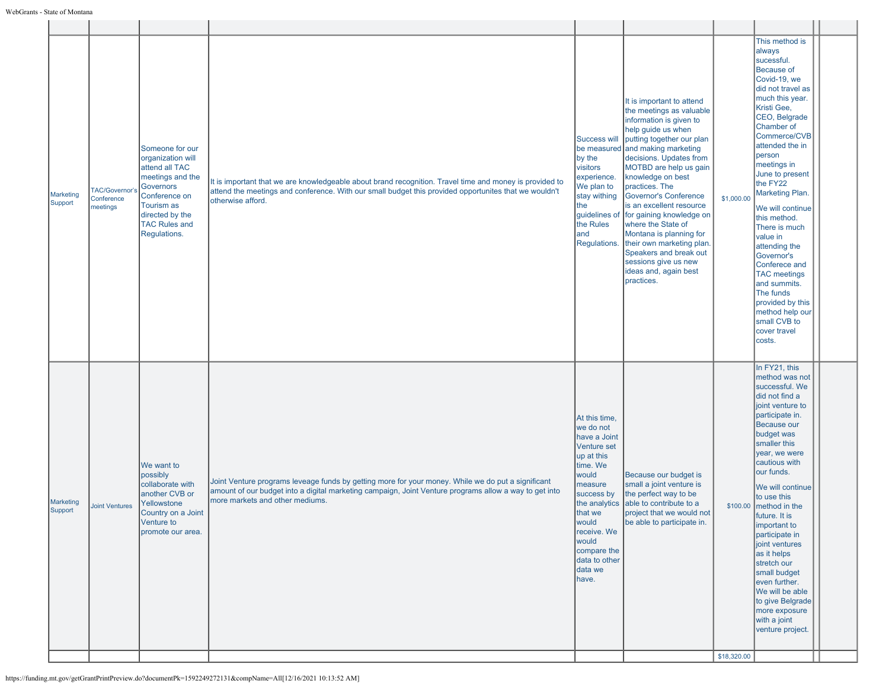| | | | | | | | | | |
|---|---|---|---|---|---|---|---|---|---|
| Marketing Support | TAC/Governor's Conference meetings | Someone for our organization will attend all TAC meetings and the Governors Conference on Tourism as directed by the TAC Rules and Regulations. | It is important that we are knowledgeable about brand recognition. Travel time and money is provided to attend the meetings and conference. With our small budget this provided opportunites that we wouldn't otherwise afford. | Success will be measured by the visitors experience. We plan to stay withing the guidelines of the Rules and Regulations. | It is important to attend the meetings as valuable information is given to help guide us when putting together our plan and making marketing decisions. Updates from MOTBD are help us gain knowledge on best practices. The Governor's Conference is an excellent resource for gaining knowledge on where the State of Montana is planning for their own marketing plan. Speakers and break out sessions give us new ideas and, again best practices. | $1,000.00 | This method is always sucessful. Because of Covid-19, we did not travel as much this year. Kristi Gee, CEO, Belgrade Chamber of Commerce/CVB attended the in person meetings in June to present the FY22 Marketing Plan.<br><br>We will continue this method. There is much value in attending the Governor's Conferece and TAC meetings and summits. The funds provided by this method help our small CVB to cover travel costs. | | |
| Marketing Support | Joint Ventures | We want to possibly collaborate with another CVB or Yellowstone Country on a Joint Venture to promote our area. | Joint Venture programs leveage funds by getting more for your money. While we do put a significant amount of our budget into a digital marketing campaign, Joint Venture programs allow a way to get into more markets and other mediums. | At this time, we do not have a Joint Venture set up at this time. We would measure success by the analytics that we would receive. We would compare the data to other data we have. | Because our budget is small a joint venture is the perfect way to be able to contribute to a project that we would not be able to participate in. | $100.00 | In FY21, this method was not successful. We did not find a joint venture to participate in. Because our budget was smaller this year, we were cautious with our funds.<br><br>We will continue to use this method in the future. It is important to participate in joint ventures as it helps stretch our small budget even further. We will be able to give Belgrade more exposure with a joint venture project. | | |
| | | | | | | $18,320.00 | | | |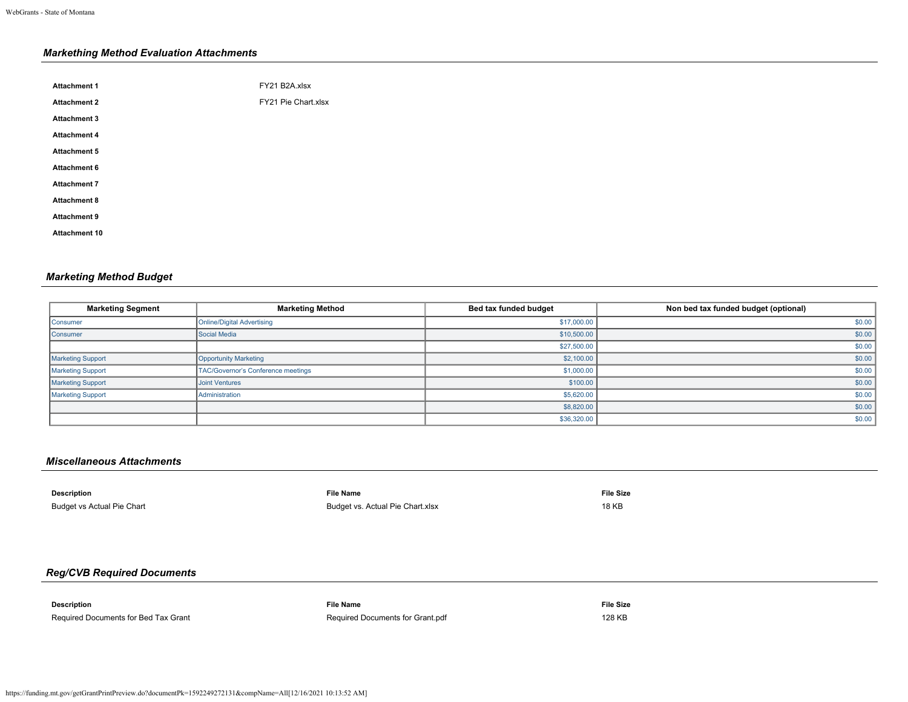### *Markething Method Evaluation Attachments*

| | |
|---|---|
| **Attachment 1** | FY21 B2A.xlsx |
| **Attachment 2** | FY21 Pie Chart.xlsx |
| **Attachment 3** | |
| **Attachment 4** | |
| **Attachment 5** | |
| **Attachment 6** | |
| **Attachment 7** | |
| **Attachment 8** | |
| **Attachment 9** | |
| **Attachment 10** | |

### *Marketing Method Budget*

| Marketing Segment | Marketing Method | Bed tax funded budget | Non bed tax funded budget (optional) |
|---|---|---|---|
| Consumer | Online/Digital Advertising | $17,000.00 | $0.00 |
| Consumer | Social Media | $10,500.00 | $0.00 |
| | | $27,500.00 | $0.00 |
| Marketing Support | Opportunity Marketing | $2,100.00 | $0.00 |
| Marketing Support | TAC/Governor's Conference meetings | $1,000.00 | $0.00 |
| Marketing Support | Joint Ventures | $100.00 | $0.00 |
| Marketing Support | Administration | $5,620.00 | $0.00 |
| | | $8,820.00 | $0.00 |
| | | $36,320.00 | $0.00 |

### *Miscellaneous Attachments*

| Description | File Name | File Size |
|---|---|---|
| Budget vs Actual Pie Chart | Budget vs. Actual Pie Chart.xlsx | 18 KB |

### *Reg/CVB Required Documents*

| Description | File Name | File Size |
|---|---|---|
| Required Documents for Bed Tax Grant | Required Documents for Grant.pdf | 128 KB |